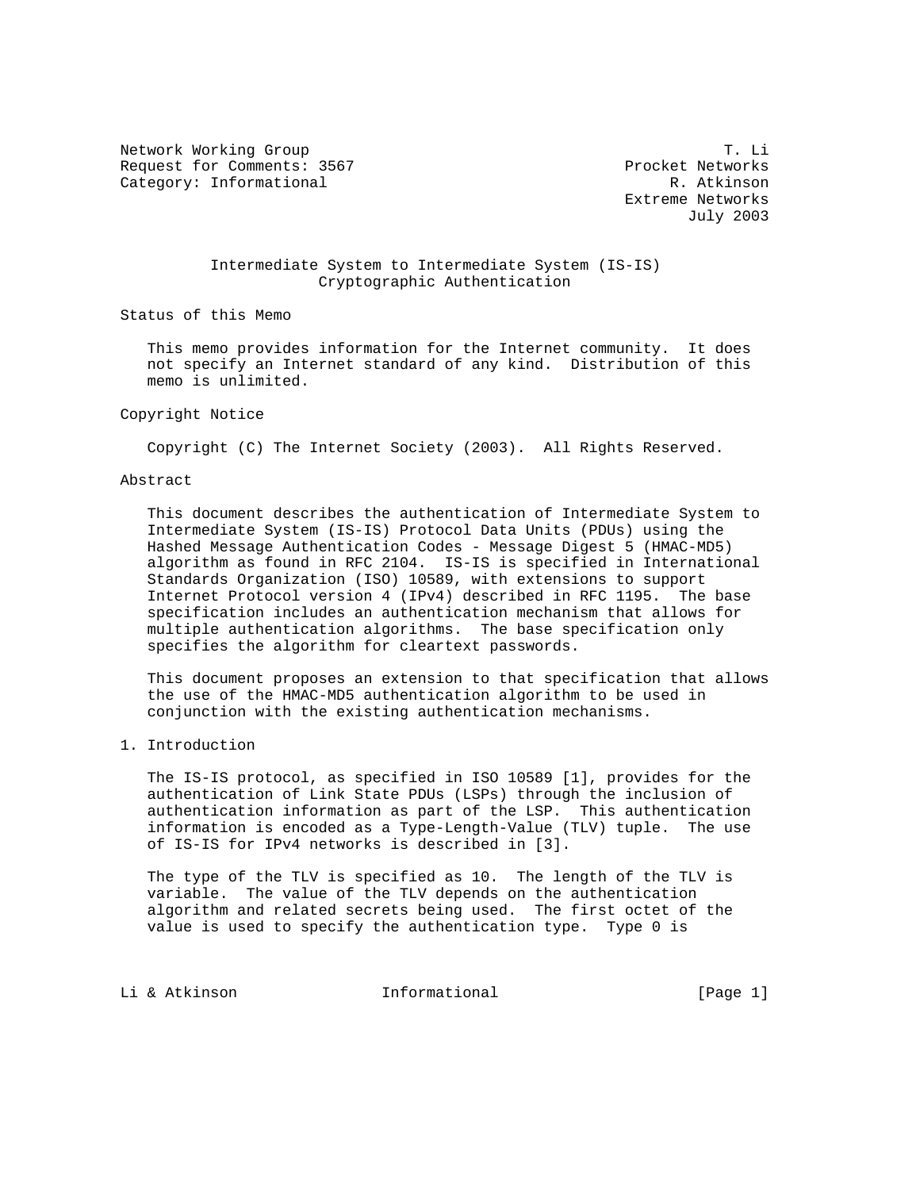Network Working Group T. Li
Request for Comments: 3567 Procket Networks
Category: Informational R. Atkinson
Extreme Networks
July 2003

# Intermediate System to Intermediate System (IS-IS) Cryptographic Authentication

## Status of this Memo

This memo provides information for the Internet community. It does not specify an Internet standard of any kind. Distribution of this memo is unlimited.

## Copyright Notice

Copyright (C) The Internet Society (2003). All Rights Reserved.

## Abstract

This document describes the authentication of Intermediate System to Intermediate System (IS-IS) Protocol Data Units (PDUs) using the Hashed Message Authentication Codes - Message Digest 5 (HMAC-MD5) algorithm as found in RFC 2104. IS-IS is specified in International Standards Organization (ISO) 10589, with extensions to support Internet Protocol version 4 (IPv4) described in RFC 1195. The base specification includes an authentication mechanism that allows for multiple authentication algorithms. The base specification only specifies the algorithm for cleartext passwords.

This document proposes an extension to that specification that allows the use of the HMAC-MD5 authentication algorithm to be used in conjunction with the existing authentication mechanisms.

## 1. Introduction

The IS-IS protocol, as specified in ISO 10589 [1], provides for the authentication of Link State PDUs (LSPs) through the inclusion of authentication information as part of the LSP. This authentication information is encoded as a Type-Length-Value (TLV) tuple. The use of IS-IS for IPv4 networks is described in [3].

The type of the TLV is specified as 10. The length of the TLV is variable. The value of the TLV depends on the authentication algorithm and related secrets being used. The first octet of the value is used to specify the authentication type. Type 0 is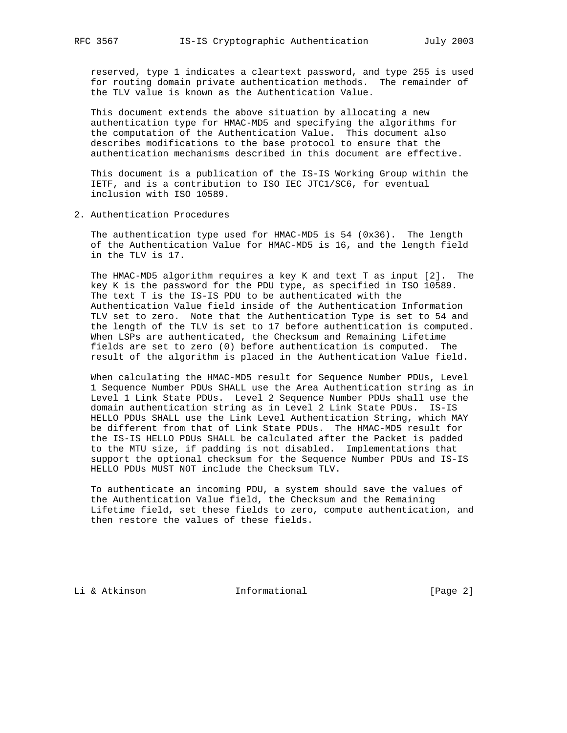reserved, type 1 indicates a cleartext password, and type 255 is used for routing domain private authentication methods. The remainder of the TLV value is known as the Authentication Value.

This document extends the above situation by allocating a new authentication type for HMAC-MD5 and specifying the algorithms for the computation of the Authentication Value. This document also describes modifications to the base protocol to ensure that the authentication mechanisms described in this document are effective.

This document is a publication of the IS-IS Working Group within the IETF, and is a contribution to ISO IEC JTC1/SC6, for eventual inclusion with ISO 10589.

## 2. Authentication Procedures

The authentication type used for HMAC-MD5 is 54 (0x36). The length of the Authentication Value for HMAC-MD5 is 16, and the length field in the TLV is 17.

The HMAC-MD5 algorithm requires a key K and text T as input [2]. The key K is the password for the PDU type, as specified in ISO 10589. The text T is the IS-IS PDU to be authenticated with the Authentication Value field inside of the Authentication Information TLV set to zero. Note that the Authentication Type is set to 54 and the length of the TLV is set to 17 before authentication is computed. When LSPs are authenticated, the Checksum and Remaining Lifetime fields are set to zero (0) before authentication is computed. The result of the algorithm is placed in the Authentication Value field.

When calculating the HMAC-MD5 result for Sequence Number PDUs, Level 1 Sequence Number PDUs SHALL use the Area Authentication string as in Level 1 Link State PDUs. Level 2 Sequence Number PDUs shall use the domain authentication string as in Level 2 Link State PDUs. IS-IS HELLO PDUs SHALL use the Link Level Authentication String, which MAY be different from that of Link State PDUs. The HMAC-MD5 result for the IS-IS HELLO PDUs SHALL be calculated after the Packet is padded to the MTU size, if padding is not disabled. Implementations that support the optional checksum for the Sequence Number PDUs and IS-IS HELLO PDUs MUST NOT include the Checksum TLV.

To authenticate an incoming PDU, a system should save the values of the Authentication Value field, the Checksum and the Remaining Lifetime field, set these fields to zero, compute authentication, and then restore the values of these fields.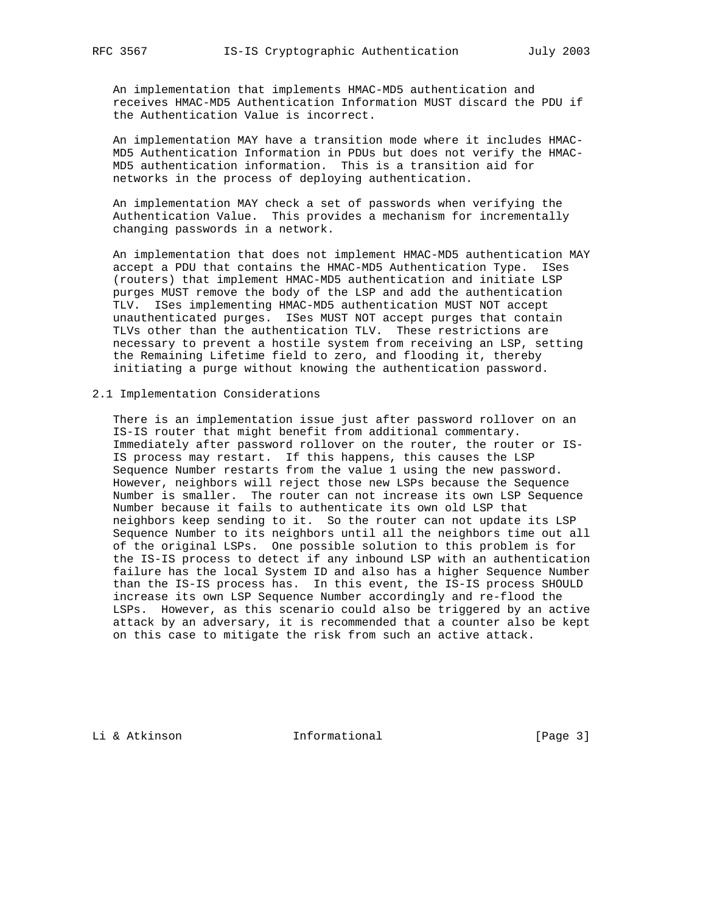An implementation that implements HMAC-MD5 authentication and receives HMAC-MD5 Authentication Information MUST discard the PDU if the Authentication Value is incorrect.

An implementation MAY have a transition mode where it includes HMAC-MD5 Authentication Information in PDUs but does not verify the HMAC-MD5 authentication information. This is a transition aid for networks in the process of deploying authentication.

An implementation MAY check a set of passwords when verifying the Authentication Value. This provides a mechanism for incrementally changing passwords in a network.

An implementation that does not implement HMAC-MD5 authentication MAY accept a PDU that contains the HMAC-MD5 Authentication Type. ISes (routers) that implement HMAC-MD5 authentication and initiate LSP purges MUST remove the body of the LSP and add the authentication TLV. ISes implementing HMAC-MD5 authentication MUST NOT accept unauthenticated purges. ISes MUST NOT accept purges that contain TLVs other than the authentication TLV. These restrictions are necessary to prevent a hostile system from receiving an LSP, setting the Remaining Lifetime field to zero, and flooding it, thereby initiating a purge without knowing the authentication password.

## 2.1 Implementation Considerations

There is an implementation issue just after password rollover on an IS-IS router that might benefit from additional commentary. Immediately after password rollover on the router, the router or IS-IS process may restart. If this happens, this causes the LSP Sequence Number restarts from the value 1 using the new password. However, neighbors will reject those new LSPs because the Sequence Number is smaller. The router can not increase its own LSP Sequence Number because it fails to authenticate its own old LSP that neighbors keep sending to it. So the router can not update its LSP Sequence Number to its neighbors until all the neighbors time out all of the original LSPs. One possible solution to this problem is for the IS-IS process to detect if any inbound LSP with an authentication failure has the local System ID and also has a higher Sequence Number than the IS-IS process has. In this event, the IS-IS process SHOULD increase its own LSP Sequence Number accordingly and re-flood the LSPs. However, as this scenario could also be triggered by an active attack by an adversary, it is recommended that a counter also be kept on this case to mitigate the risk from such an active attack.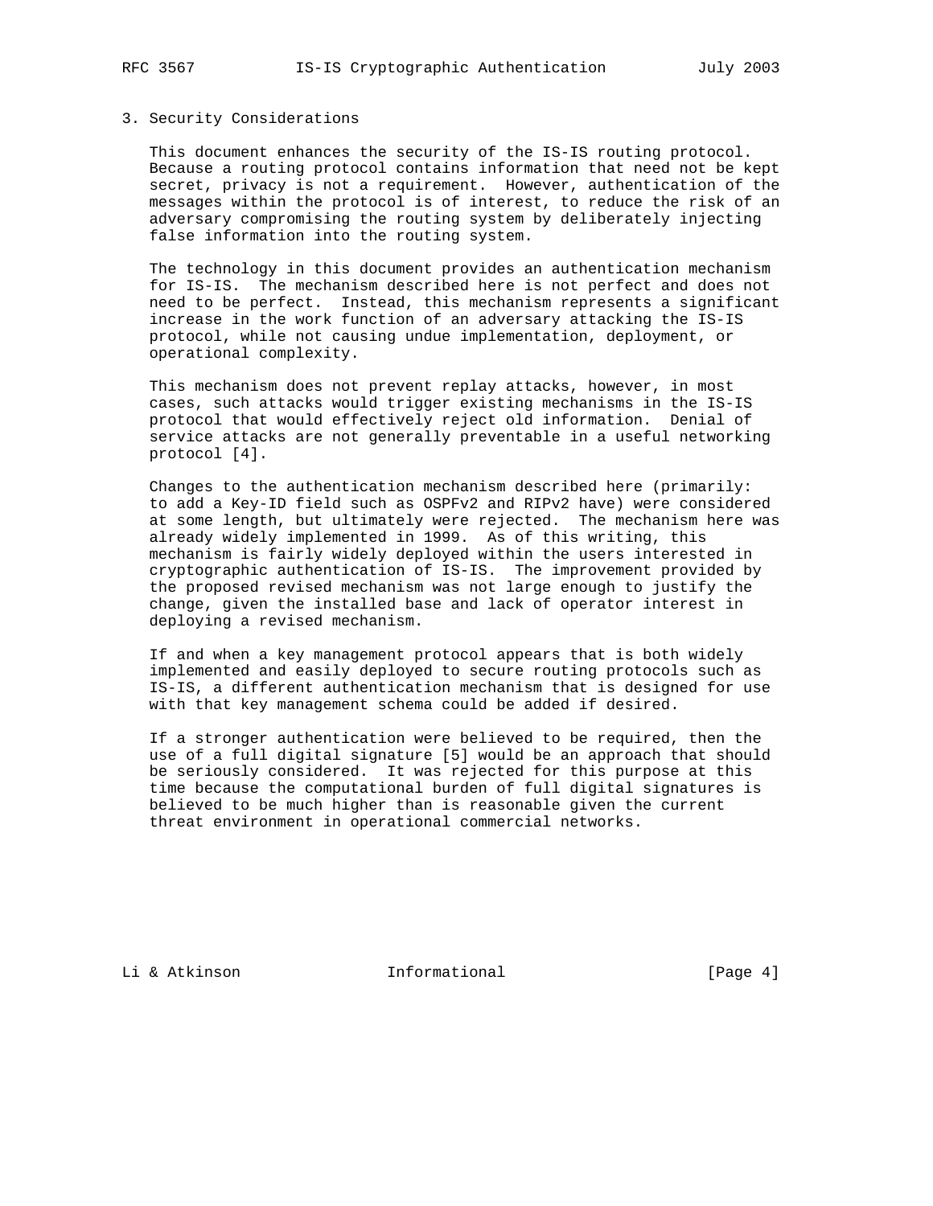## 3. Security Considerations

This document enhances the security of the IS-IS routing protocol. Because a routing protocol contains information that need not be kept secret, privacy is not a requirement. However, authentication of the messages within the protocol is of interest, to reduce the risk of an adversary compromising the routing system by deliberately injecting false information into the routing system.

The technology in this document provides an authentication mechanism for IS-IS. The mechanism described here is not perfect and does not need to be perfect. Instead, this mechanism represents a significant increase in the work function of an adversary attacking the IS-IS protocol, while not causing undue implementation, deployment, or operational complexity.

This mechanism does not prevent replay attacks, however, in most cases, such attacks would trigger existing mechanisms in the IS-IS protocol that would effectively reject old information. Denial of service attacks are not generally preventable in a useful networking protocol [4].

Changes to the authentication mechanism described here (primarily: to add a Key-ID field such as OSPFv2 and RIPv2 have) were considered at some length, but ultimately were rejected. The mechanism here was already widely implemented in 1999. As of this writing, this mechanism is fairly widely deployed within the users interested in cryptographic authentication of IS-IS. The improvement provided by the proposed revised mechanism was not large enough to justify the change, given the installed base and lack of operator interest in deploying a revised mechanism.

If and when a key management protocol appears that is both widely implemented and easily deployed to secure routing protocols such as IS-IS, a different authentication mechanism that is designed for use with that key management schema could be added if desired.

If a stronger authentication were believed to be required, then the use of a full digital signature [5] would be an approach that should be seriously considered. It was rejected for this purpose at this time because the computational burden of full digital signatures is believed to be much higher than is reasonable given the current threat environment in operational commercial networks.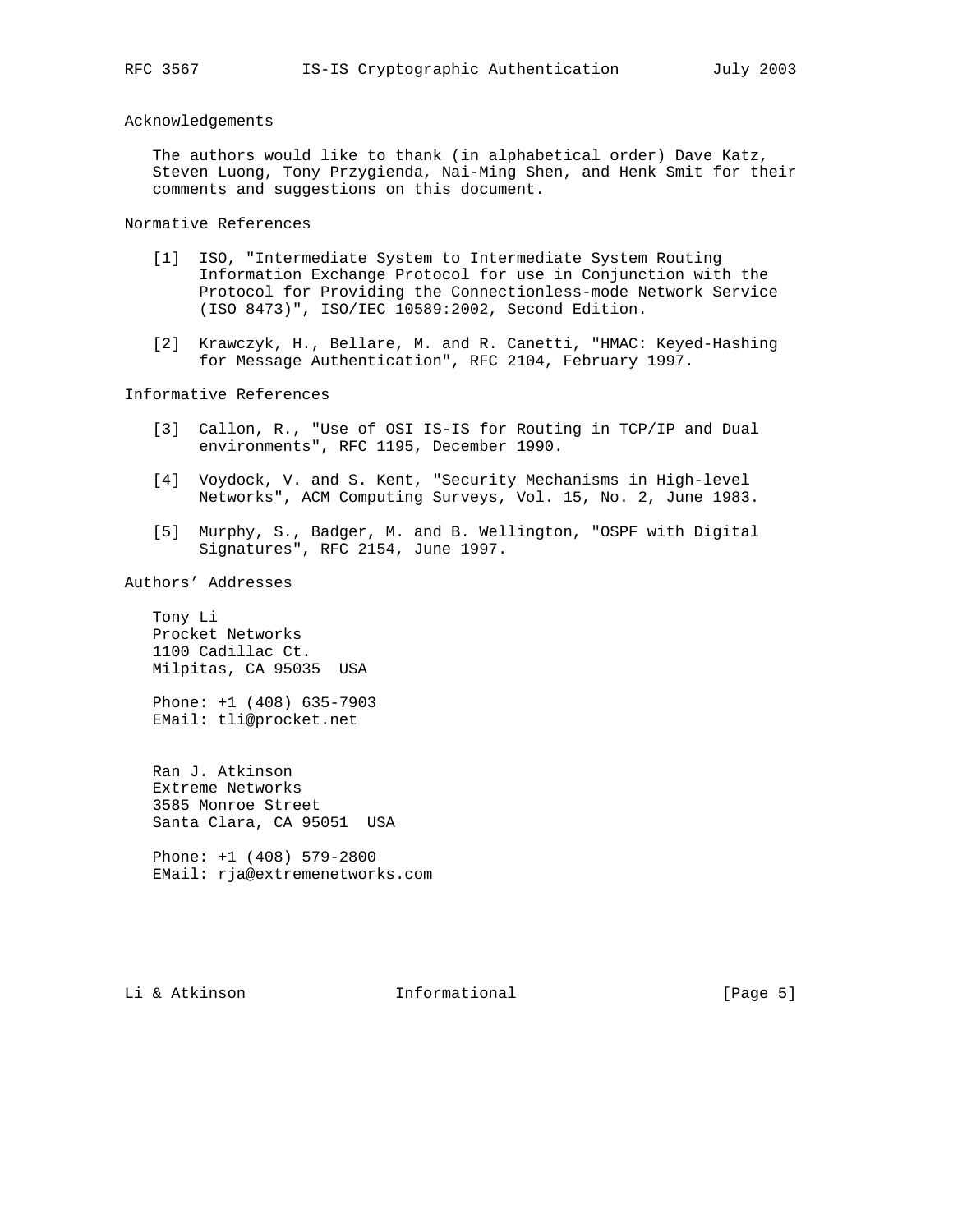## Acknowledgements

The authors would like to thank (in alphabetical order) Dave Katz, Steven Luong, Tony Przygienda, Nai-Ming Shen, and Henk Smit for their comments and suggestions on this document.

## Normative References

[1] ISO, "Intermediate System to Intermediate System Routing Information Exchange Protocol for use in Conjunction with the Protocol for Providing the Connectionless-mode Network Service (ISO 8473)", ISO/IEC 10589:2002, Second Edition.

[2] Krawczyk, H., Bellare, M. and R. Canetti, "HMAC: Keyed-Hashing for Message Authentication", RFC 2104, February 1997.

## Informative References

[3] Callon, R., "Use of OSI IS-IS for Routing in TCP/IP and Dual environments", RFC 1195, December 1990.

[4] Voydock, V. and S. Kent, "Security Mechanisms in High-level Networks", ACM Computing Surveys, Vol. 15, No. 2, June 1983.

[5] Murphy, S., Badger, M. and B. Wellington, "OSPF with Digital Signatures", RFC 2154, June 1997.

## Authors' Addresses

Tony Li
Procket Networks
1100 Cadillac Ct.
Milpitas, CA 95035 USA

Phone: +1 (408) 635-7903
EMail: tli@procket.net

Ran J. Atkinson
Extreme Networks
3585 Monroe Street
Santa Clara, CA 95051 USA

Phone: +1 (408) 579-2800
EMail: rja@extremenetworks.com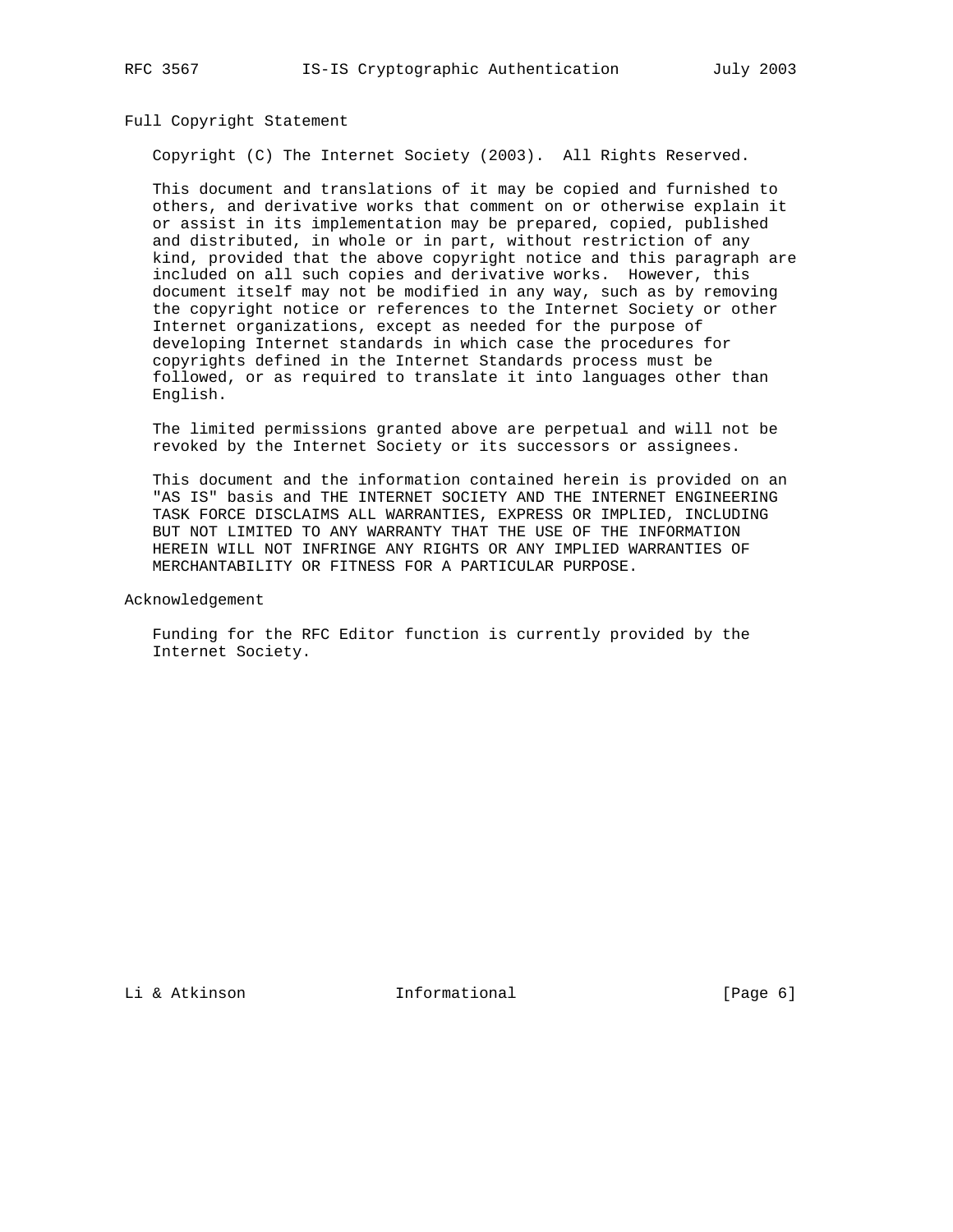## Full Copyright Statement

Copyright (C) The Internet Society (2003). All Rights Reserved.

This document and translations of it may be copied and furnished to others, and derivative works that comment on or otherwise explain it or assist in its implementation may be prepared, copied, published and distributed, in whole or in part, without restriction of any kind, provided that the above copyright notice and this paragraph are included on all such copies and derivative works. However, this document itself may not be modified in any way, such as by removing the copyright notice or references to the Internet Society or other Internet organizations, except as needed for the purpose of developing Internet standards in which case the procedures for copyrights defined in the Internet Standards process must be followed, or as required to translate it into languages other than English.

The limited permissions granted above are perpetual and will not be revoked by the Internet Society or its successors or assignees.

This document and the information contained herein is provided on an "AS IS" basis and THE INTERNET SOCIETY AND THE INTERNET ENGINEERING TASK FORCE DISCLAIMS ALL WARRANTIES, EXPRESS OR IMPLIED, INCLUDING BUT NOT LIMITED TO ANY WARRANTY THAT THE USE OF THE INFORMATION HEREIN WILL NOT INFRINGE ANY RIGHTS OR ANY IMPLIED WARRANTIES OF MERCHANTABILITY OR FITNESS FOR A PARTICULAR PURPOSE.

## Acknowledgement

Funding for the RFC Editor function is currently provided by the Internet Society.